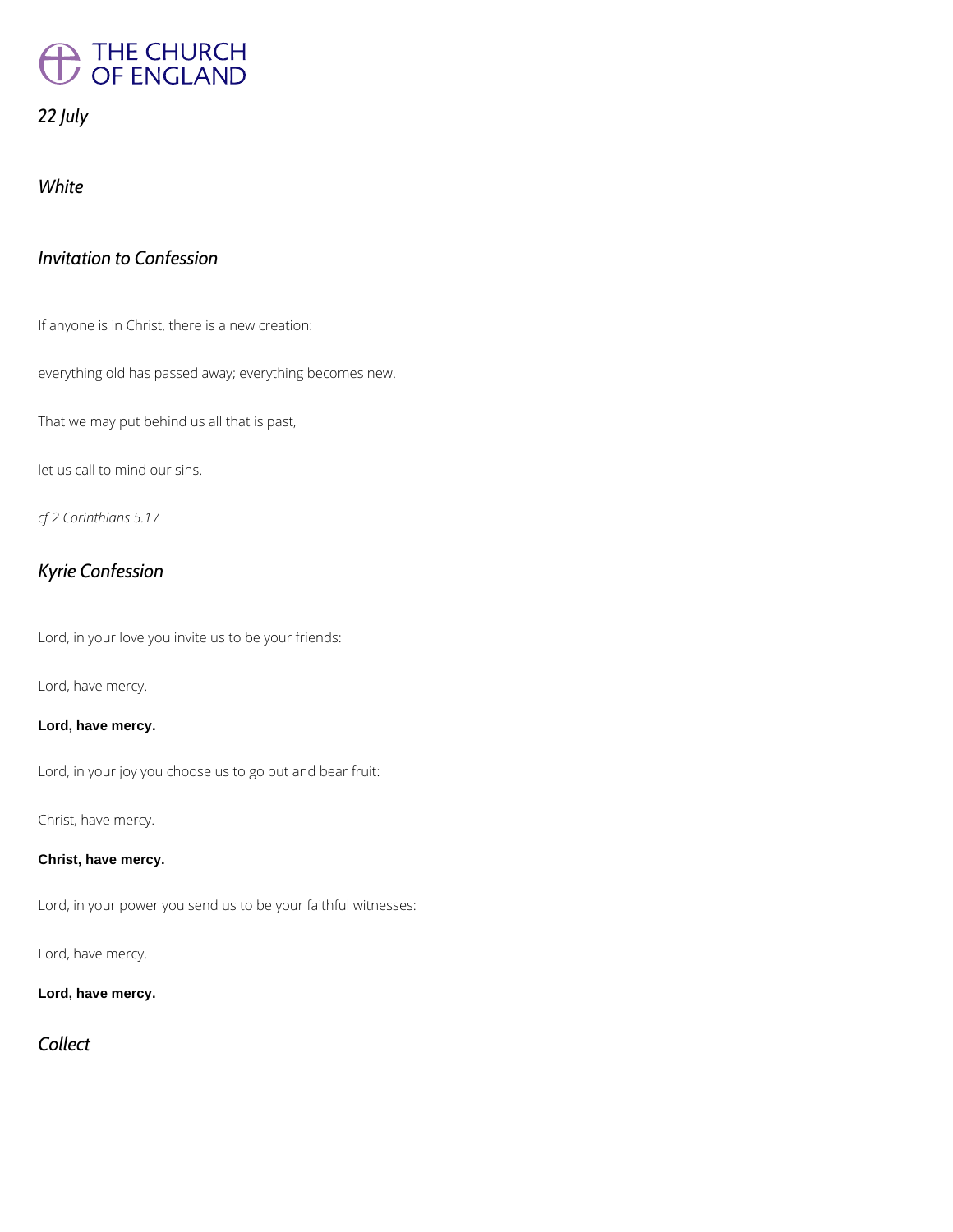# THE CHURCH OF ENGLAND

*22 July*

*White*

## *Invitation to Confession*

If anyone is in Christ, there is a new creation:

everything old has passed away; everything becomes new.

That we may put behind us all that is past,

let us call to mind our sins.

*cf 2 Corinthians 5.17*

## *Kyrie Confession*

Lord, in your love you invite us to be your friends:

Lord, have mercy.

**Lord, have mercy.**

Lord, in your joy you choose us to go out and bear fruit:

Christ, have mercy.

**Christ, have mercy.**

Lord, in your power you send us to be your faithful witnesses:

Lord, have mercy.

**Lord, have mercy.**

## *Collect*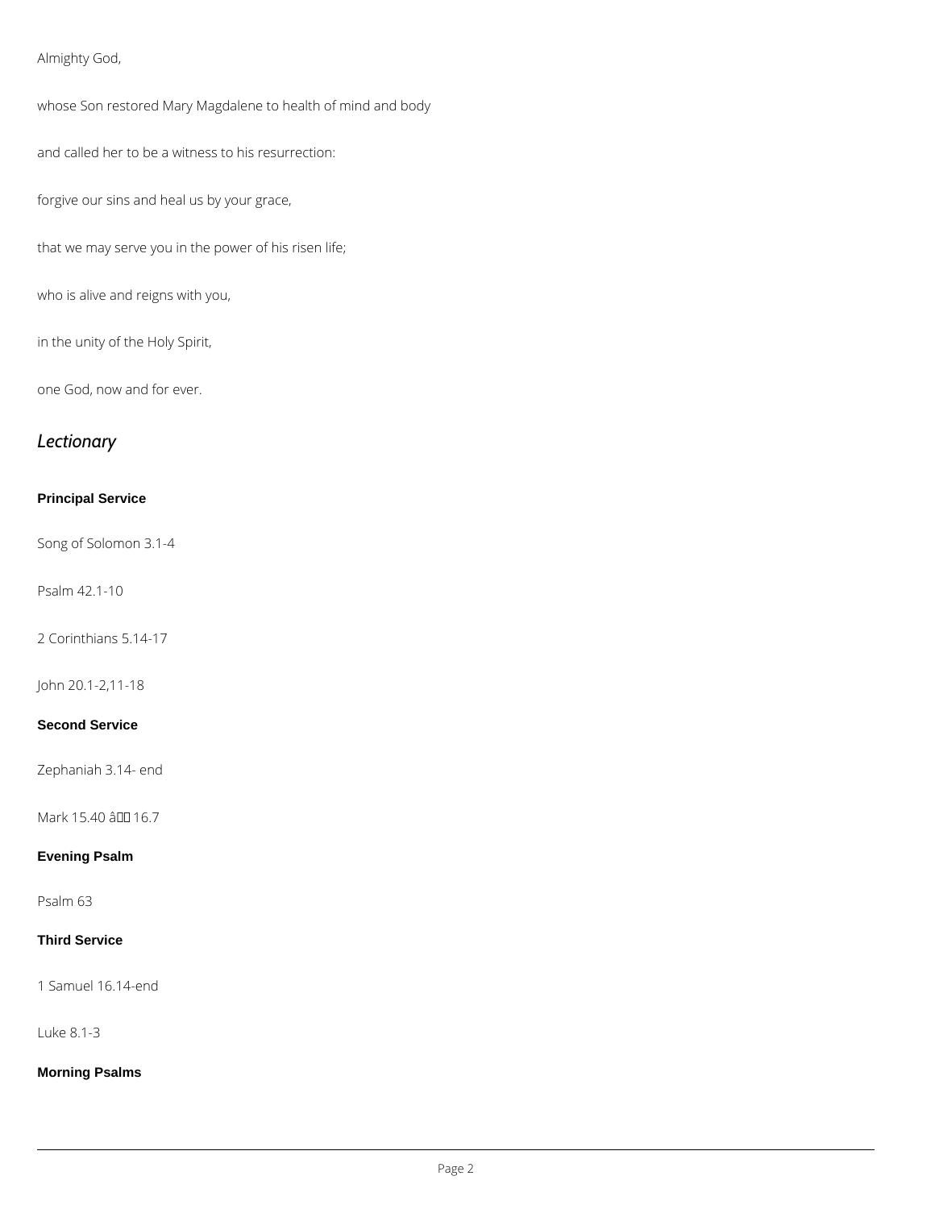Almighty God,

whose Son restored Mary Magdalene to health of mind and body

and called her to be a witness to his resurrection:

forgive our sins and heal us by your grace,

that we may serve you in the power of his risen life;

who is alive and reigns with you,

in the unity of the Holy Spirit,

one God, now and for ever.

## *Lectionary*

**Principal Service**

Song of Solomon 3.1-4

Psalm 42.1-10

2 Corinthians 5.14-17

John 20.1-2,11-18

**Second Service**

Zephaniah 3.14- end

Mark 15.40 â 16.7

**Evening Psalm**

Psalm 63

**Third Service**

1 Samuel 16.14-end

Luke 8.1-3

**Morning Psalms**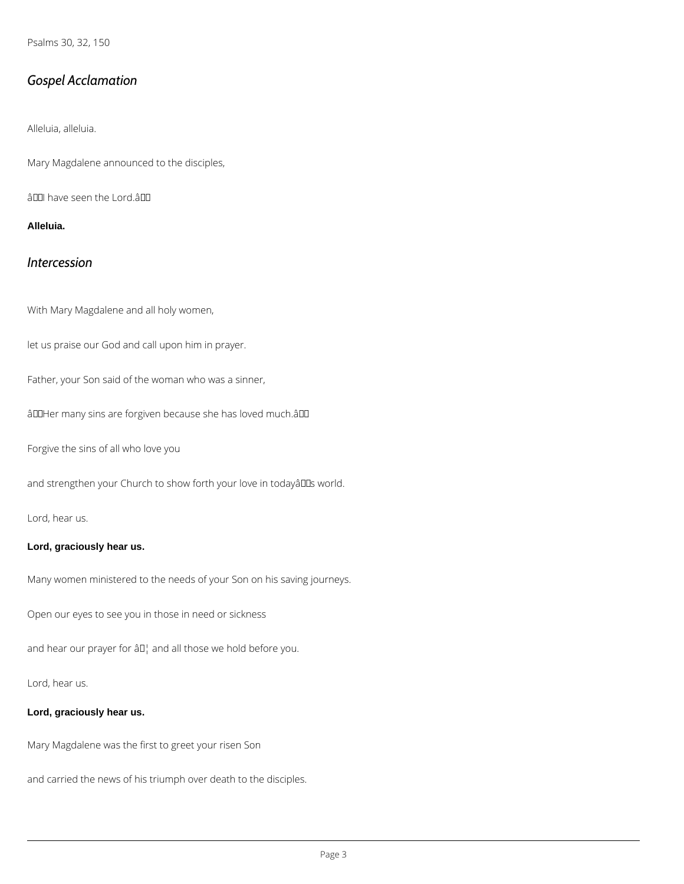Psalms 30, 32, 150

## *Gospel Acclamation*

Alleluia, alleluia.

Mary Magdalene announced to the disciples,

“I have seen the Lord.”

**Alleluia.**

## *Intercession*

With Mary Magdalene and all holy women,

let us praise our God and call upon him in prayer.

Father, your Son said of the woman who was a sinner,

“Her many sins are forgiven because she has loved much.”

Forgive the sins of all who love you

and strengthen your Church to show forth your love in today’s world.

Lord, hear us.

**Lord, graciously hear us.**

Many women ministered to the needs of your Son on his saving journeys.

Open our eyes to see you in those in need or sickness

and hear our prayer for … and all those we hold before you.

Lord, hear us.

**Lord, graciously hear us.**

Mary Magdalene was the first to greet your risen Son

and carried the news of his triumph over death to the disciples.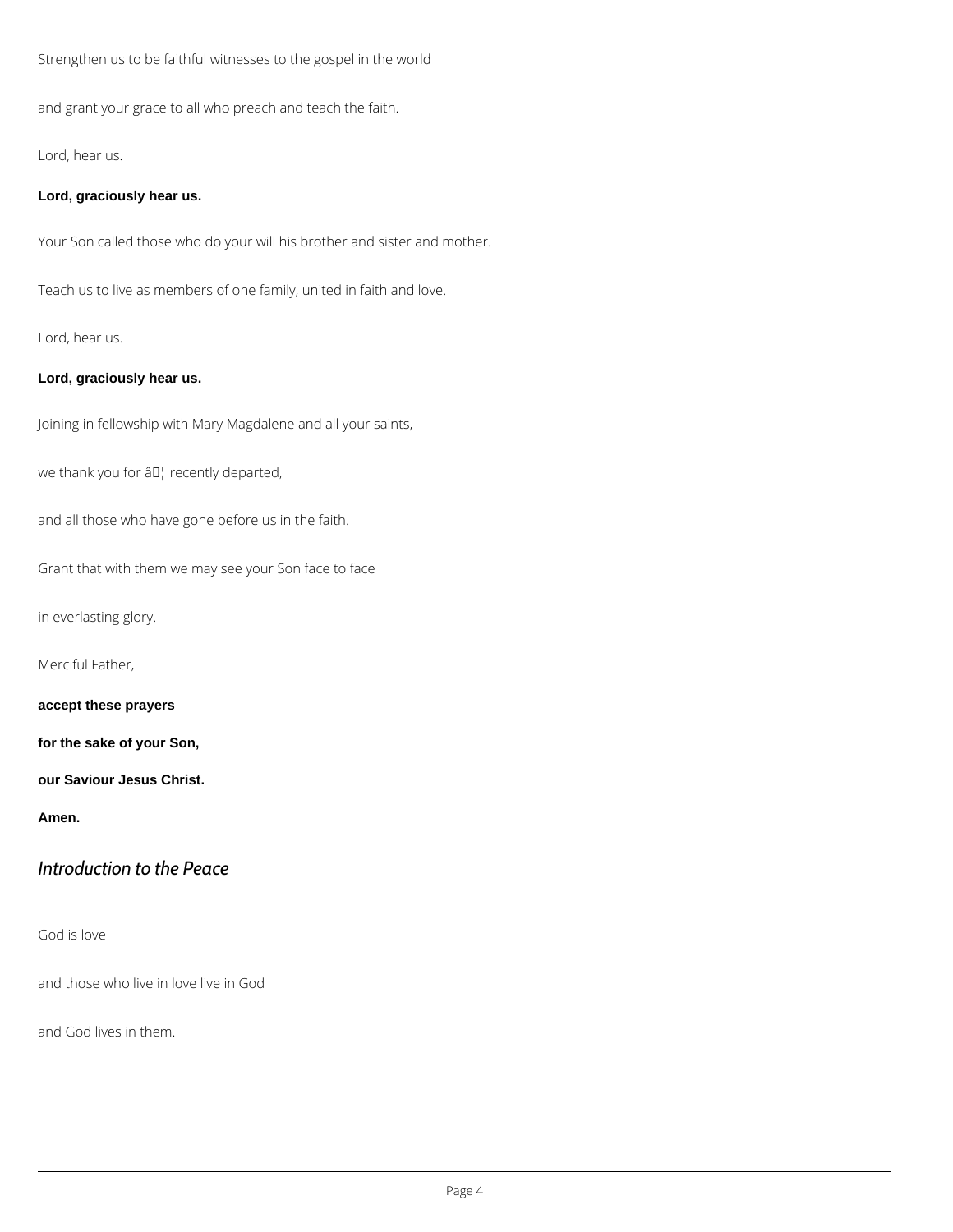Strengthen us to be faithful witnesses to the gospel in the world

and grant your grace to all who preach and teach the faith.

Lord, hear us.

**Lord, graciously hear us.**

Your Son called those who do your will his brother and sister and mother.

Teach us to live as members of one family, united in faith and love.

Lord, hear us.

**Lord, graciously hear us.**

Joining in fellowship with Mary Magdalene and all your saints,

we thank you for â€¦ recently departed,

and all those who have gone before us in the faith.

Grant that with them we may see your Son face to face

in everlasting glory.

Merciful Father,

**accept these prayers**

**for the sake of your Son,**

**our Saviour Jesus Christ.**

**Amen.**

## *Introduction to the Peace*

God is love

and those who live in love live in God

and God lives in them.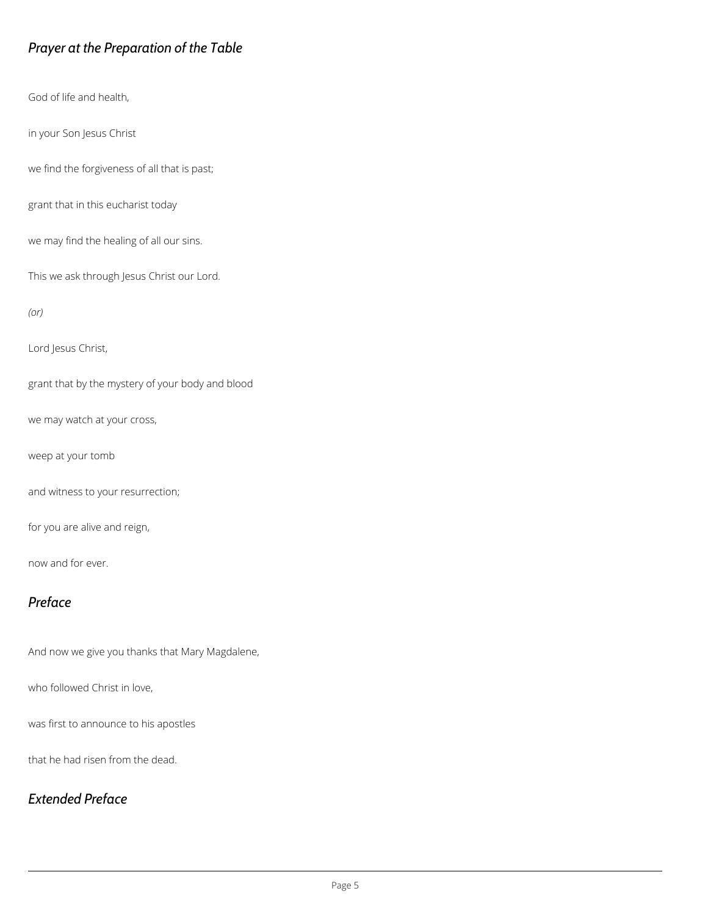## *Prayer at the Preparation of the Table*

God of life and health,

in your Son Jesus Christ

we find the forgiveness of all that is past;

grant that in this eucharist today

we may find the healing of all our sins.

This we ask through Jesus Christ our Lord.

*(or)*

Lord Jesus Christ,

grant that by the mystery of your body and blood

we may watch at your cross,

weep at your tomb

and witness to your resurrection;

for you are alive and reign,

now and for ever.

## *Preface*

And now we give you thanks that Mary Magdalene,

who followed Christ in love,

was first to announce to his apostles

that he had risen from the dead.

## *Extended Preface*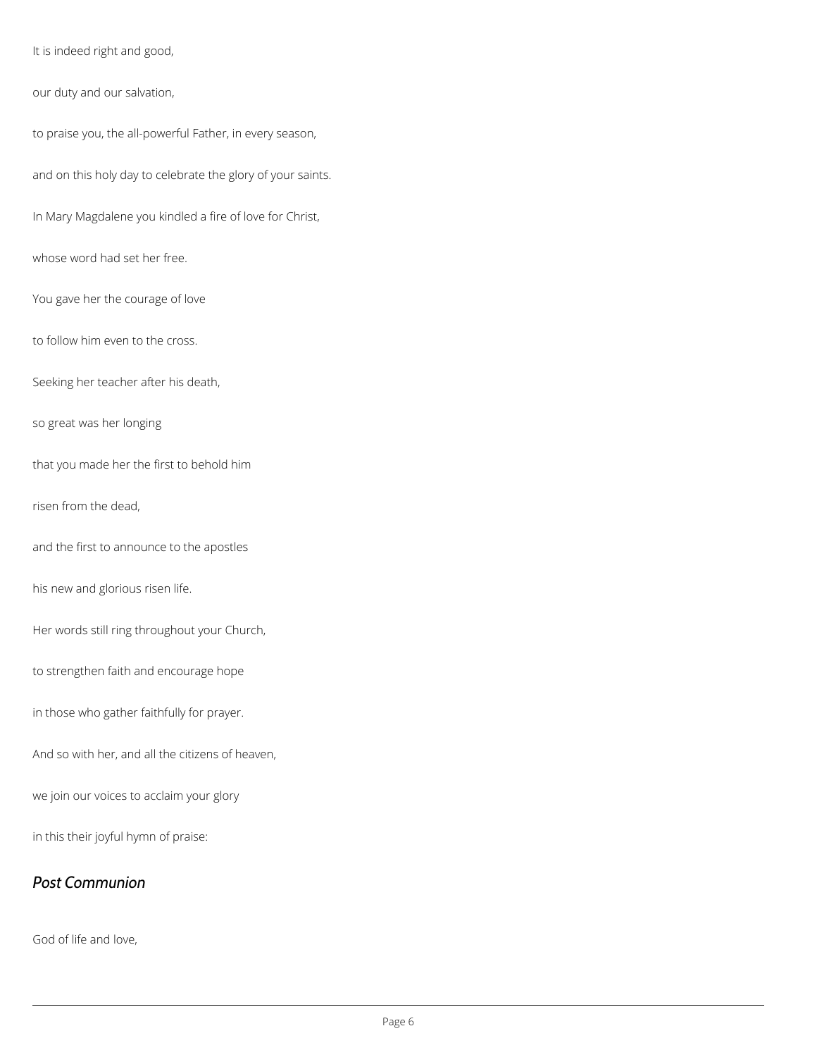It is indeed right and good,

our duty and our salvation,

to praise you, the all-powerful Father, in every season,

and on this holy day to celebrate the glory of your saints.

In Mary Magdalene you kindled a fire of love for Christ,

whose word had set her free.

You gave her the courage of love

to follow him even to the cross.

Seeking her teacher after his death,

so great was her longing

that you made her the first to behold him

risen from the dead,

and the first to announce to the apostles

his new and glorious risen life.

Her words still ring throughout your Church,

to strengthen faith and encourage hope

in those who gather faithfully for prayer.

And so with her, and all the citizens of heaven,

we join our voices to acclaim your glory

in this their joyful hymn of praise:

## *Post Communion*

God of life and love,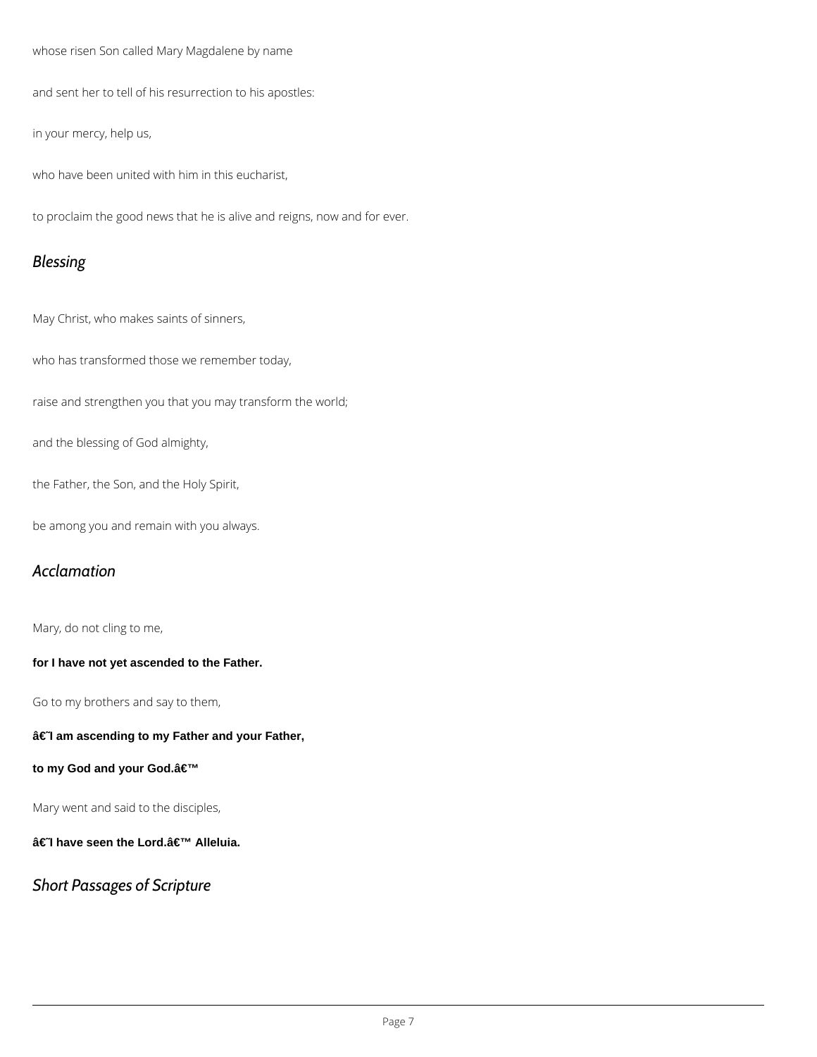whose risen Son called Mary Magdalene by name

and sent her to tell of his resurrection to his apostles:

in your mercy, help us,

who have been united with him in this eucharist,

to proclaim the good news that he is alive and reigns, now and for ever.

## *Blessing*

May Christ, who makes saints of sinners,

who has transformed those we remember today,

raise and strengthen you that you may transform the world;

and the blessing of God almighty,

the Father, the Son, and the Holy Spirit,

be among you and remain with you always.

## *Acclamation*

Mary, do not cling to me,

**for I have not yet ascended to the Father.**

Go to my brothers and say to them,

**â€˜I am ascending to my Father and your Father,**

**to my God and your God.â€™**

Mary went and said to the disciples,

**â€˜I have seen the Lord.â€™ Alleluia.**

## *Short Passages of Scripture*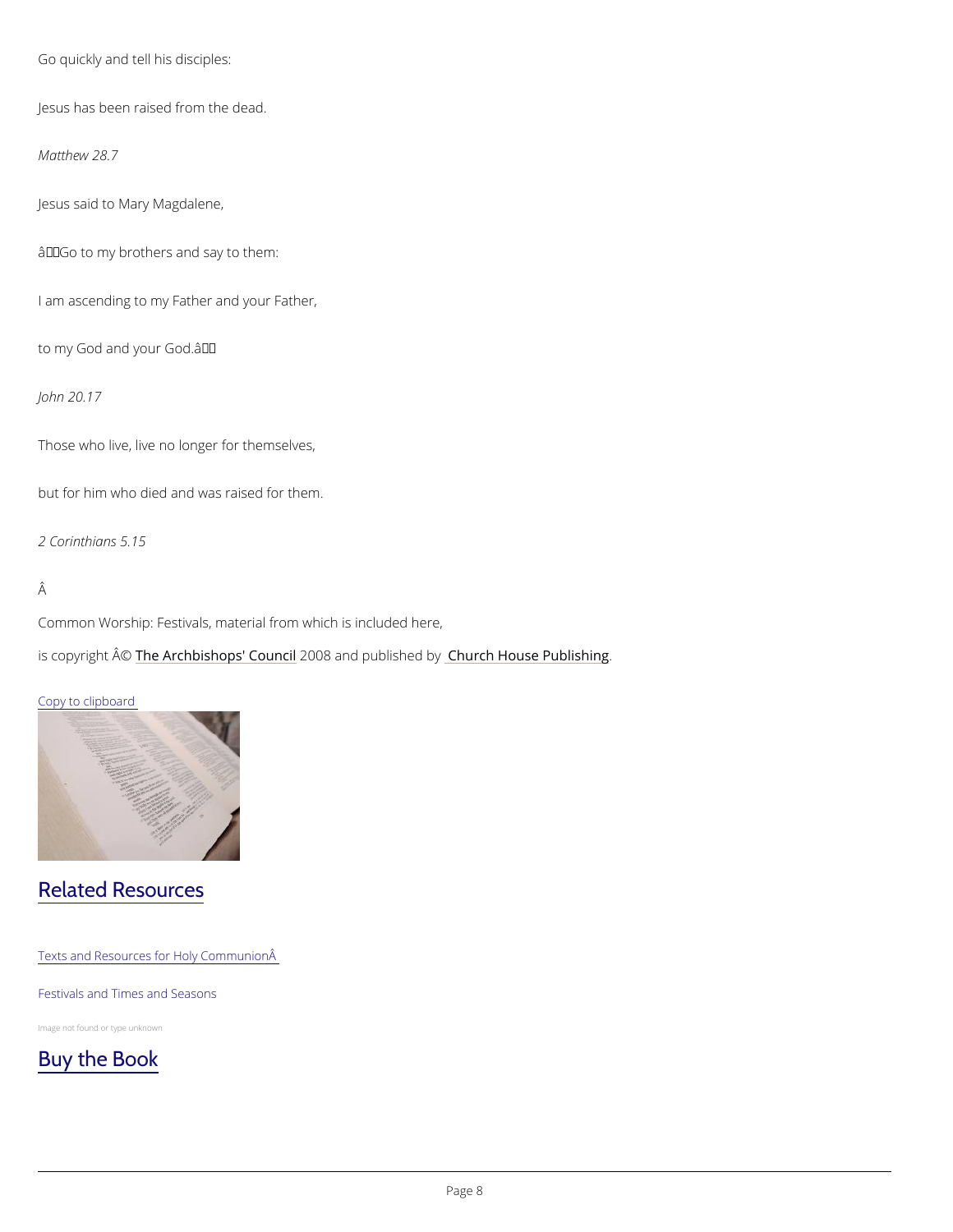Go quickly and tell his disciples:

Jesus has been raised from the dead.

*Matthew 28.7*

Jesus said to Mary Magdalene,

â Go to my brothers and say to them:

I am ascending to my Father and your Father,

to my God and your God.â

*John 20.17*

Those who live, live no longer for themselves,

but for him who died and was raised for them.

*2 Corinthians 5.15*

Â

Common Worship: Festivals, material from which is included here,

is copyright Â© The Archbishops' Council 2008 and published by Church House Publishing.

Copy to clipboard

## Related Resources

Texts and Resources for Holy CommunionÂ

Festivals and Times and Seasons

Image not found or type unknown

## Buy the Book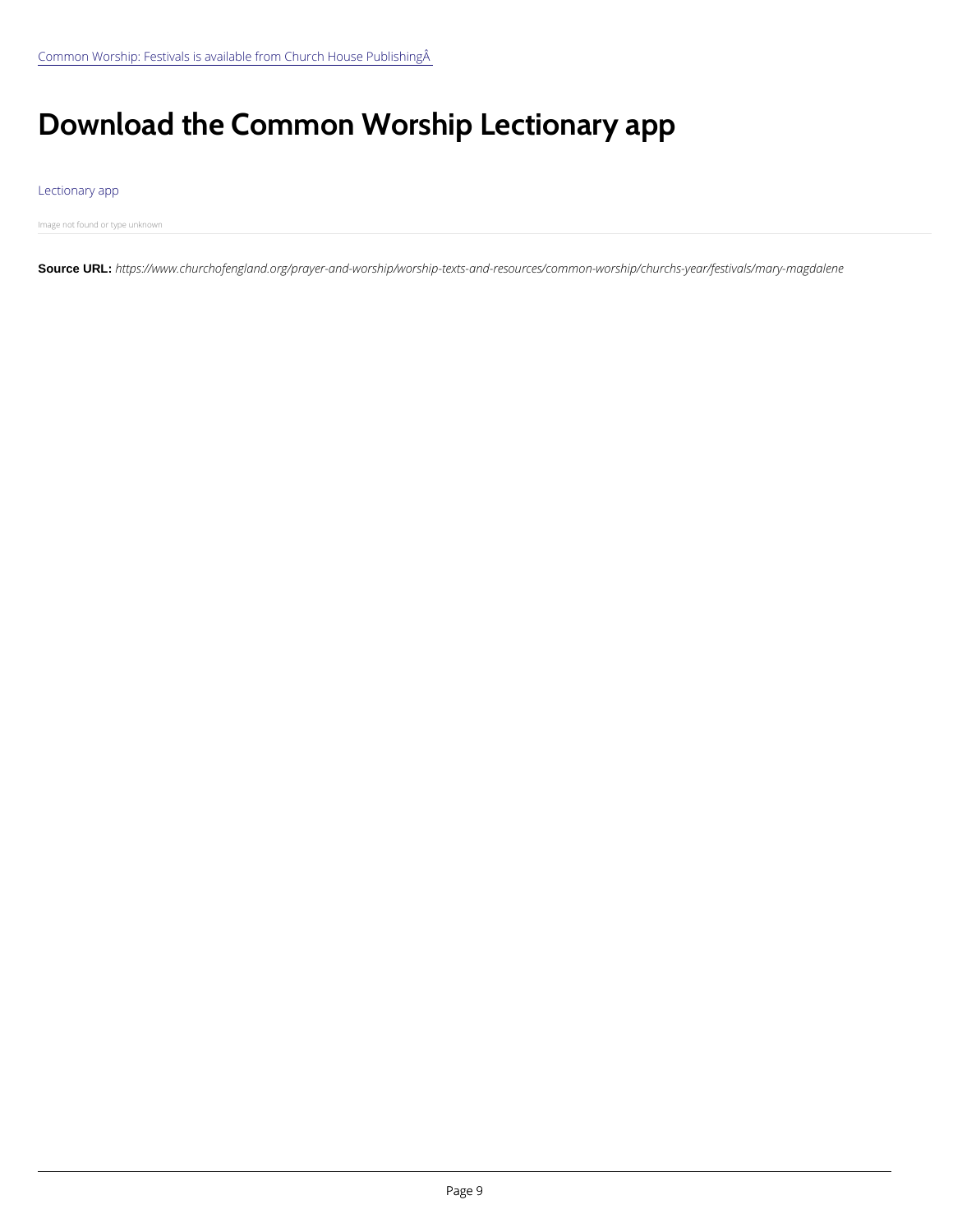[Common Worship: Festivals is available from Church House PublishingÂ]

# Download the Common Worship Lectionary app

[Lectionary app]

Image not found or type unknown

**Source URL:** *https://www.churchofengland.org/prayer-and-worship/worship-texts-and-resources/common-worship/churchs-year/festivals/mary-magdalene*